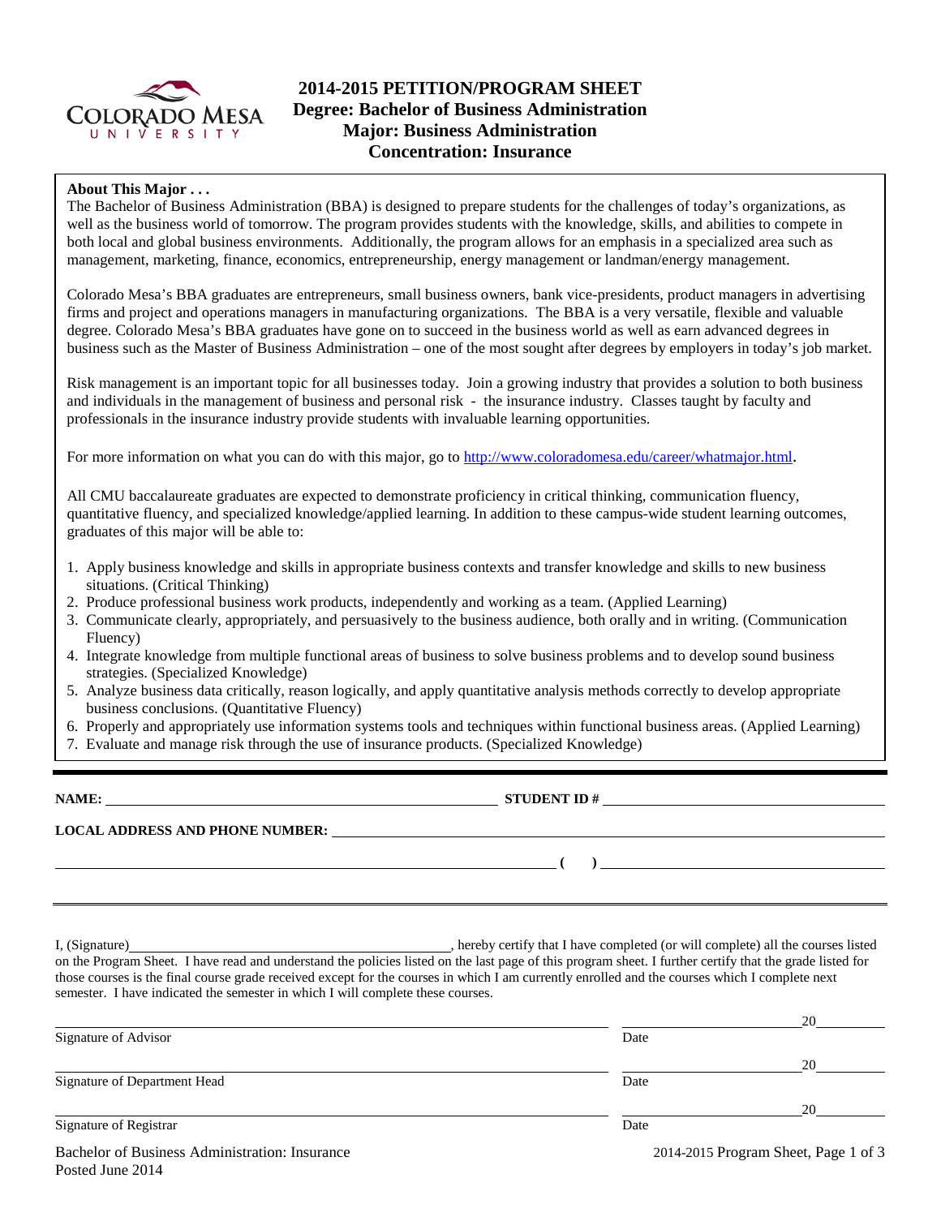# 2014-2015 PETITION/PROGRAM SHEET
## Degree: Bachelor of Business Administration
## Major: Business Administration
## Concentration: Insurance

**About This Major . . .**

The Bachelor of Business Administration (BBA) is designed to prepare students for the challenges of today's organizations, as well as the business world of tomorrow. The program provides students with the knowledge, skills, and abilities to compete in both local and global business environments. Additionally, the program allows for an emphasis in a specialized area such as management, marketing, finance, economics, entrepreneurship, energy management or landman/energy management.

Colorado Mesa's BBA graduates are entrepreneurs, small business owners, bank vice-presidents, product managers in advertising firms and project and operations managers in manufacturing organizations. The BBA is a very versatile, flexible and valuable degree. Colorado Mesa's BBA graduates have gone on to succeed in the business world as well as earn advanced degrees in business such as the Master of Business Administration – one of the most sought after degrees by employers in today's job market.

Risk management is an important topic for all businesses today. Join a growing industry that provides a solution to both business and individuals in the management of business and personal risk - the insurance industry. Classes taught by faculty and professionals in the insurance industry provide students with invaluable learning opportunities.

For more information on what you can do with this major, go to http://www.coloradomesa.edu/career/whatmajor.html.

All CMU baccalaureate graduates are expected to demonstrate proficiency in critical thinking, communication fluency, quantitative fluency, and specialized knowledge/applied learning. In addition to these campus-wide student learning outcomes, graduates of this major will be able to:

1. Apply business knowledge and skills in appropriate business contexts and transfer knowledge and skills to new business situations. (Critical Thinking)
2. Produce professional business work products, independently and working as a team. (Applied Learning)
3. Communicate clearly, appropriately, and persuasively to the business audience, both orally and in writing. (Communication Fluency)
4. Integrate knowledge from multiple functional areas of business to solve business problems and to develop sound business strategies. (Specialized Knowledge)
5. Analyze business data critically, reason logically, and apply quantitative analysis methods correctly to develop appropriate business conclusions. (Quantitative Fluency)
6. Properly and appropriately use information systems tools and techniques within functional business areas. (Applied Learning)
7. Evaluate and manage risk through the use of insurance products. (Specialized Knowledge)

---

**NAME:** ________________________________ **STUDENT ID #** ________________________________

**LOCAL ADDRESS AND PHONE NUMBER:** ________________________________

________________________________ **( )** ________________________________

---

I, (Signature)________________________________, hereby certify that I have completed (or will complete) all the courses listed on the Program Sheet. I have read and understand the policies listed on the last page of this program sheet. I further certify that the grade listed for those courses is the final course grade received except for the courses in which I am currently enrolled and the courses which I complete next semester. I have indicated the semester in which I will complete these courses.

________________________________ ________________ 20______
Signature of Advisor Date

________________________________ ________________ 20______
Signature of Department Head Date

________________________________ ________________ 20______
Signature of Registrar Date

Bachelor of Business Administration: Insurance
Posted June 2014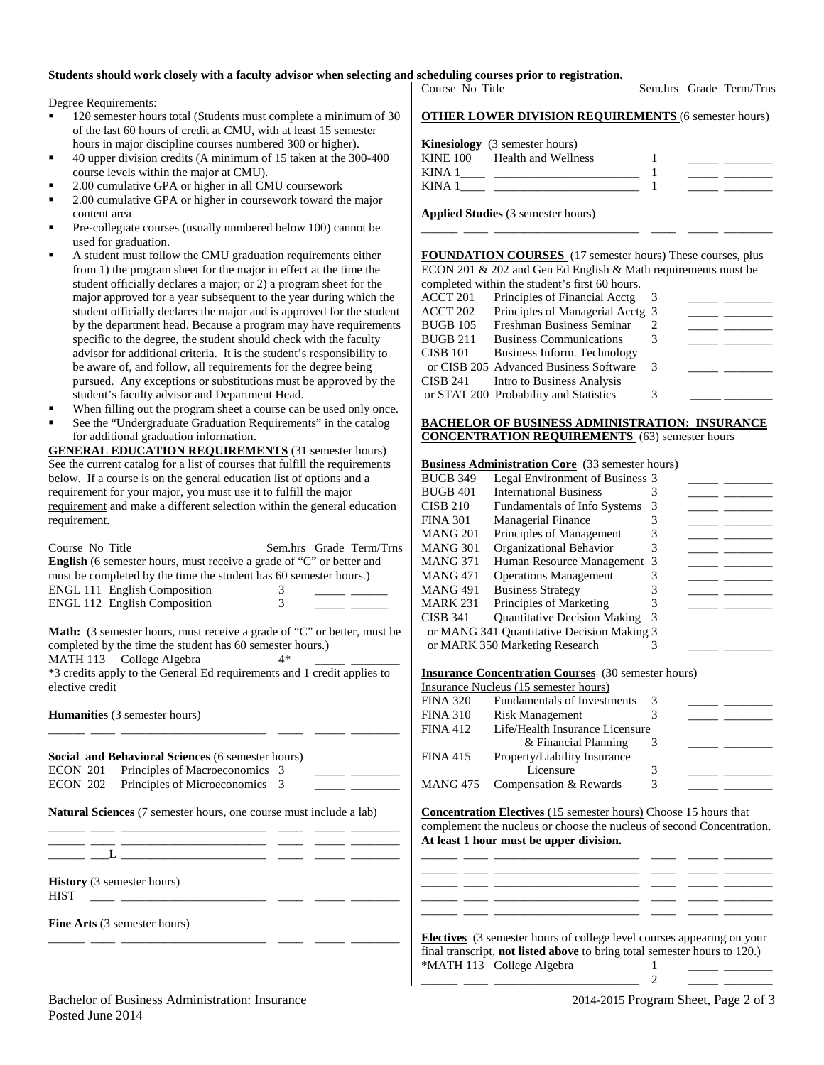**Students should work closely with a faculty advisor when selecting and scheduling courses prior to registration.**

Degree Requirements:

- 120 semester hours total (Students must complete a minimum of 30 of the last 60 hours of credit at CMU, with at least 15 semester hours in major discipline courses numbered 300 or higher).
- 40 upper division credits (A minimum of 15 taken at the 300-400 course levels within the major at CMU).
- 2.00 cumulative GPA or higher in all CMU coursework
- 2.00 cumulative GPA or higher in coursework toward the major content area
- Pre-collegiate courses (usually numbered below 100) cannot be used for graduation.
- A student must follow the CMU graduation requirements either from 1) the program sheet for the major in effect at the time the student officially declares a major; or 2) a program sheet for the major approved for a year subsequent to the year during which the student officially declares the major and is approved for the student by the department head. Because a program may have requirements specific to the degree, the student should check with the faculty advisor for additional criteria. It is the student's responsibility to be aware of, and follow, all requirements for the degree being pursued. Any exceptions or substitutions must be approved by the student's faculty advisor and Department Head.
- When filling out the program sheet a course can be used only once.
- See the "Undergraduate Graduation Requirements" in the catalog for additional graduation information.

**GENERAL EDUCATION REQUIREMENTS** (31 semester hours) See the current catalog for a list of courses that fulfill the requirements below. If a course is on the general education list of options and a requirement for your major, you must use it to fulfill the major requirement and make a different selection within the general education requirement.

| Course No | Title | Sem.hrs | Grade | Term/Trns |
|---|---|---|---|---|
| **English** (6 semester hours, must receive a grade of "C" or better and must be completed by the time the student has 60 semester hours.) | | | | |
| ENGL 111 | English Composition | 3 | _____ | ______ |
| ENGL 112 | English Composition | 3 | _____ | ______ |
| **Math:** (3 semester hours, must receive a grade of "C" or better, must be completed by the time the student has 60 semester hours.) | | | | |
| MATH 113 | College Algebra | 4* | _____ | ________ |

*3 credits apply to the General Ed requirements and 1 credit applies to elective credit

**Humanities** (3 semester hours)

______ ____ ________________________ ____ _____ ________

**Social and Behavioral Sciences** (6 semester hours)

| Course No | Title | Sem.hrs | Grade | Term/Trns |
|---|---|---|---|---|
| ECON 201 | Principles of Macroeconomics | 3 | _____ | ________ |
| ECON 202 | Principles of Microeconomics | 3 | _____ | ________ |

**Natural Sciences** (7 semester hours, one course must include a lab)

______ ____ ________________________ ____ _____ ________
______ ____ ________________________ ____ _____ ________
______ ___L ________________________ ____ _____ ________

**History** (3 semester hours)

HIST ____ ________________________ ____ _____ ________

**Fine Arts** (3 semester hours)

______ ____ ________________________ ____ _____ ________

**OTHER LOWER DIVISION REQUIREMENTS** (6 semester hours)

**Kinesiology** (3 semester hours)

| Course No | Title | Sem.hrs | Grade | Term/Trns |
|---|---|---|---|---|
| KINE 100 | Health and Wellness | 1 | _____ | ________ |
| KINA 1____ | ________________________ | 1 | _____ | ________ |
| KINA 1____ | ________________________ | 1 | _____ | ________ |

**Applied Studies** (3 semester hours)

______ ____ ________________________ ____ _____ ________

**FOUNDATION COURSES** (17 semester hours) These courses, plus ECON 201 & 202 and Gen Ed English & Math requirements must be completed within the student's first 60 hours.

| Course No | Title | Sem.hrs | Grade | Term/Trns |
|---|---|---|---|---|
| ACCT 201 | Principles of Financial Acctg | 3 | _____ | ________ |
| ACCT 202 | Principles of Managerial Acctg | 3 | _____ | ________ |
| BUGB 105 | Freshman Business Seminar | 2 | _____ | ________ |
| BUGB 211 | Business Communications | 3 | _____ | ________ |
| CISB 101 or CISB 205 | Business Inform. Technology or Advanced Business Software | 3 | _____ | ________ |
| CISB 241 or STAT 200 | Intro to Business Analysis or Probability and Statistics | 3 | _____ | ________ |

**BACHELOR OF BUSINESS ADMINISTRATION: INSURANCE CONCENTRATION REQUIREMENTS** (63) semester hours

**Business Administration Core** (33 semester hours)

| Course No | Title | Sem.hrs | Grade | Term/Trns |
|---|---|---|---|---|
| BUGB 349 | Legal Environment of Business | 3 | _____ | ________ |
| BUGB 401 | International Business | 3 | _____ | ________ |
| CISB 210 | Fundamentals of Info Systems | 3 | _____ | ________ |
| FINA 301 | Managerial Finance | 3 | _____ | ________ |
| MANG 201 | Principles of Management | 3 | _____ | ________ |
| MANG 301 | Organizational Behavior | 3 | _____ | ________ |
| MANG 371 | Human Resource Management | 3 | _____ | ________ |
| MANG 471 | Operations Management | 3 | _____ | ________ |
| MANG 491 | Business Strategy | 3 | _____ | ________ |
| MARK 231 | Principles of Marketing | 3 | _____ | ________ |
| CISB 341 or MANG 341 or MARK 350 | Quantitative Decision Making or Quantitative Decision Making or Marketing Research | 3 | _____ | ________ |

**Insurance Concentration Courses** (30 semester hours)

Insurance Nucleus (15 semester hours)

| Course No | Title | Sem.hrs | Grade | Term/Trns |
|---|---|---|---|---|
| FINA 320 | Fundamentals of Investments | 3 | _____ | ________ |
| FINA 310 | Risk Management | 3 | _____ | ________ |
| FINA 412 | Life/Health Insurance Licensure & Financial Planning | 3 | _____ | ________ |
| FINA 415 | Property/Liability Insurance Licensure | 3 | _____ | ________ |
| MANG 475 | Compensation & Rewards | 3 | _____ | ________ |

**Concentration Electives** (15 semester hours) Choose 15 hours that complement the nucleus or choose the nucleus of second Concentration. **At least 1 hour must be upper division.**

______ ____ ________________________ ____ _____ ________
______ ____ ________________________ ____ _____ ________
______ ____ ________________________ ____ _____ ________
______ ____ ________________________ ____ _____ ________
______ ____ ________________________ ____ _____ ________

**Electives** (3 semester hours of college level courses appearing on your final transcript, **not listed above** to bring total semester hours to 120.)

| Course No | Title | Sem.hrs | Grade | Term/Trns |
|---|---|---|---|---|
| *MATH 113 | College Algebra | 1 | _____ | ________ |
| ______ ____ | ________________________ | 2 | _____ | ________ |

Bachelor of Business Administration: Insurance
Posted June 2014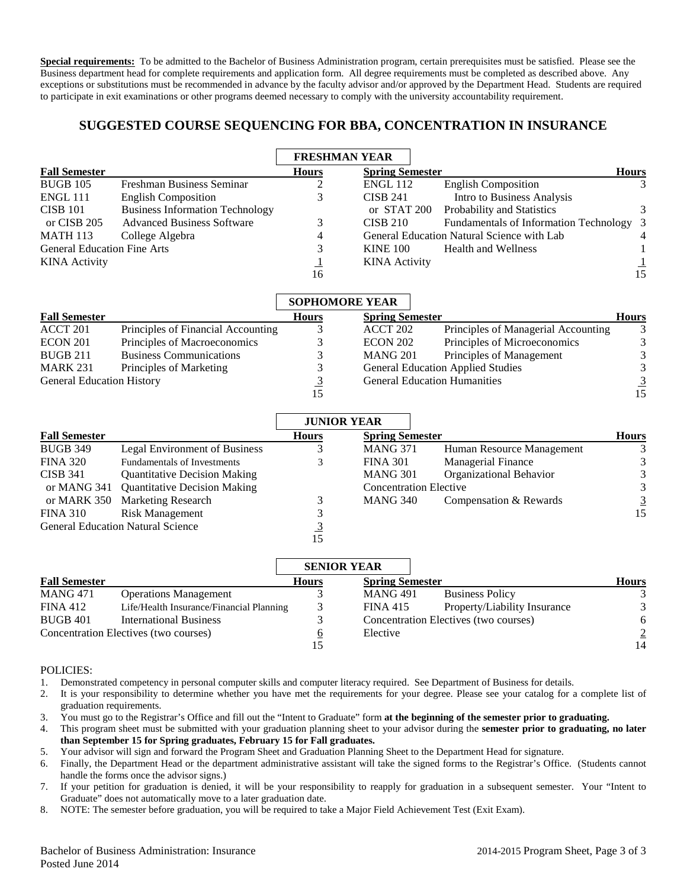**Special requirements:** To be admitted to the Bachelor of Business Administration program, certain prerequisites must be satisfied. Please see the Business department head for complete requirements and application form. All degree requirements must be completed as described above. Any exceptions or substitutions must be recommended in advance by the faculty advisor and/or approved by the Department Head. Students are required to participate in exit examinations or other programs deemed necessary to comply with the university accountability requirement.

## SUGGESTED COURSE SEQUENCING FOR BBA, CONCENTRATION IN INSURANCE

### FRESHMAN YEAR

| Fall Semester | | Hours | Spring Semester | | Hours |
|---|---|---|---|---|---|
| BUGB 105 | Freshman Business Seminar | 2 | ENGL 112 | English Composition | 3 |
| ENGL 111 | English Composition | 3 | CISB 241 | Intro to Business Analysis | |
| CISB 101 | Business Information Technology | | or STAT 200 | Probability and Statistics | 3 |
| or CISB 205 | Advanced Business Software | 3 | CISB 210 | Fundamentals of Information Technology | 3 |
| MATH 113 | College Algebra | 4 | General Education Natural Science with Lab | | 4 |
| General Education Fine Arts | | 3 | KINE 100 | Health and Wellness | 1 |
| KINA Activity | | 1 | KINA Activity | | 1 |
| | | 16 | | | 15 |

### SOPHOMORE YEAR

| Fall Semester | | Hours | Spring Semester | | Hours |
|---|---|---|---|---|---|
| ACCT 201 | Principles of Financial Accounting | 3 | ACCT 202 | Principles of Managerial Accounting | 3 |
| ECON 201 | Principles of Macroeconomics | 3 | ECON 202 | Principles of Microeconomics | 3 |
| BUGB 211 | Business Communications | 3 | MANG 201 | Principles of Management | 3 |
| MARK 231 | Principles of Marketing | 3 | General Education Applied Studies | | 3 |
| General Education History | | 3 | General Education Humanities | | 3 |
| | | 15 | | | 15 |

### JUNIOR YEAR

| Fall Semester | | Hours | Spring Semester | | Hours |
|---|---|---|---|---|---|
| BUGB 349 | Legal Environment of Business | 3 | MANG 371 | Human Resource Management | 3 |
| FINA 320 | Fundamentals of Investments | 3 | FINA 301 | Managerial Finance | 3 |
| CISB 341 | Quantitative Decision Making | | MANG 301 | Organizational Behavior | 3 |
| or MANG 341 | Quantitative Decision Making | | Concentration Elective | | 3 |
| or MARK 350 | Marketing Research | 3 | MANG 340 | Compensation & Rewards | 3 |
| FINA 310 | Risk Management | 3 | | | 15 |
| General Education Natural Science | | 3 | | | |
| | | 15 | | | |

### SENIOR YEAR

| Fall Semester | | Hours | Spring Semester | | Hours |
|---|---|---|---|---|---|
| MANG 471 | Operations Management | 3 | MANG 491 | Business Policy | 3 |
| FINA 412 | Life/Health Insurance/Financial Planning | 3 | FINA 415 | Property/Liability Insurance | 3 |
| BUGB 401 | International Business | 3 | Concentration Electives (two courses) | | 6 |
| Concentration Electives (two courses) | | 6 | Elective | | 2 |
| | | 15 | | | 14 |

POLICIES:

1. Demonstrated competency in personal computer skills and computer literacy required. See Department of Business for details.
2. It is your responsibility to determine whether you have met the requirements for your degree. Please see your catalog for a complete list of graduation requirements.
3. You must go to the Registrar's Office and fill out the "Intent to Graduate" form **at the beginning of the semester prior to graduating.**
4. This program sheet must be submitted with your graduation planning sheet to your advisor during the **semester prior to graduating, no later than September 15 for Spring graduates, February 15 for Fall graduates.**
5. Your advisor will sign and forward the Program Sheet and Graduation Planning Sheet to the Department Head for signature.
6. Finally, the Department Head or the department administrative assistant will take the signed forms to the Registrar's Office. (Students cannot handle the forms once the advisor signs.)
7. If your petition for graduation is denied, it will be your responsibility to reapply for graduation in a subsequent semester. Your "Intent to Graduate" does not automatically move to a later graduation date.
8. NOTE: The semester before graduation, you will be required to take a Major Field Achievement Test (Exit Exam).

Bachelor of Business Administration: Insurance
Posted June 2014